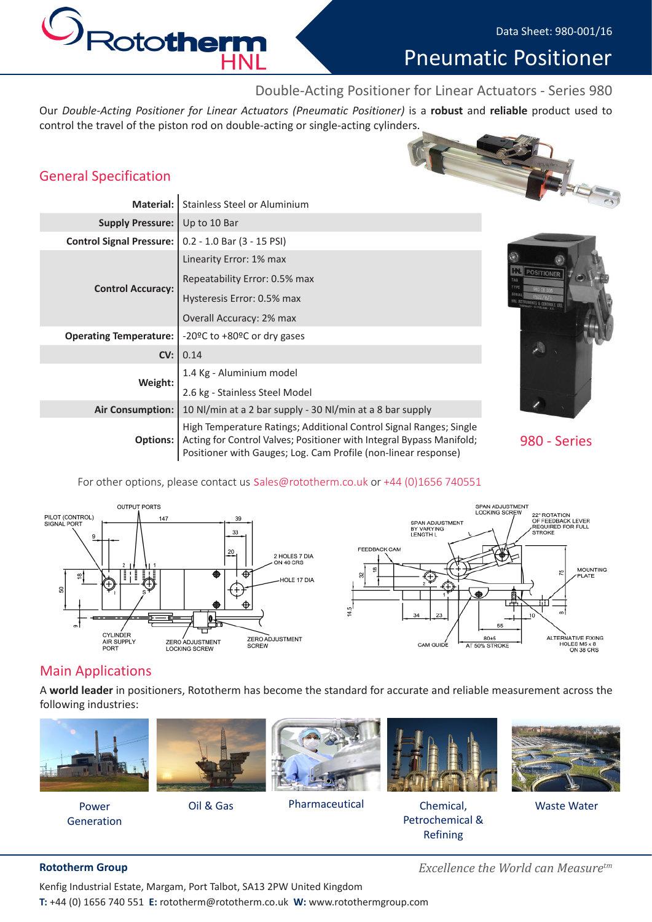Data Sheet: 980-001/16

# Pneumatic Positioner

## Double-Acting Positioner for Linear Actuators - Series 980

Our *Double-Acting Positioner for Linear Actuators (Pneumatic Positioner)* is a **robust** and **reliable** product used to control the travel of the piston rod on double-acting or single-acting cylinders.

## General Specification

| | |
|---|---|
| **Material:** | Stainless Steel or Aluminium |
| **Supply Pressure:** | Up to 10 Bar |
| **Control Signal Pressure:** | 0.2 - 1.0 Bar (3 - 15 PSI) |
| **Control Accuracy:** | Linearity Error: 1% max |
| | Repeatability Error: 0.5% max |
| | Hysteresis Error: 0.5% max |
| | Overall Accuracy: 2% max |
| **Operating Temperature:** | -20ºC to +80ºC or dry gases |
| **CV:** | 0.14 |
| **Weight:** | 1.4 Kg - Aluminium model |
| | 2.6 kg - Stainless Steel Model |
| **Air Consumption:** | 10 Nl/min at a 2 bar supply - 30 Nl/min at a 8 bar supply |
| **Options:** | High Temperature Ratings; Additional Control Signal Ranges; Single Acting for Control Valves; Positioner with Integral Bypass Manifold; Positioner with Gauges; Log. Cam Profile (non-linear response) |

980 - Series

For other options, please contact us Sales@rototherm.co.uk or +44 (0)1656 740551

## Main Applications

A **world leader** in positioners, Rototherm has become the standard for accurate and reliable measurement across the following industries:

- Power Generation
- Oil & Gas
- Pharmaceutical
- Chemical, Petrochemical & Refining
- Waste Water

**Rototherm Group**

*Excellence the World can Measure*™

Kenfig Industrial Estate, Margam, Port Talbot, SA13 2PW United Kingdom
**T:** +44 (0) 1656 740 551 **E:** rototherm@rototherm.co.uk **W:** www.rotothermgroup.com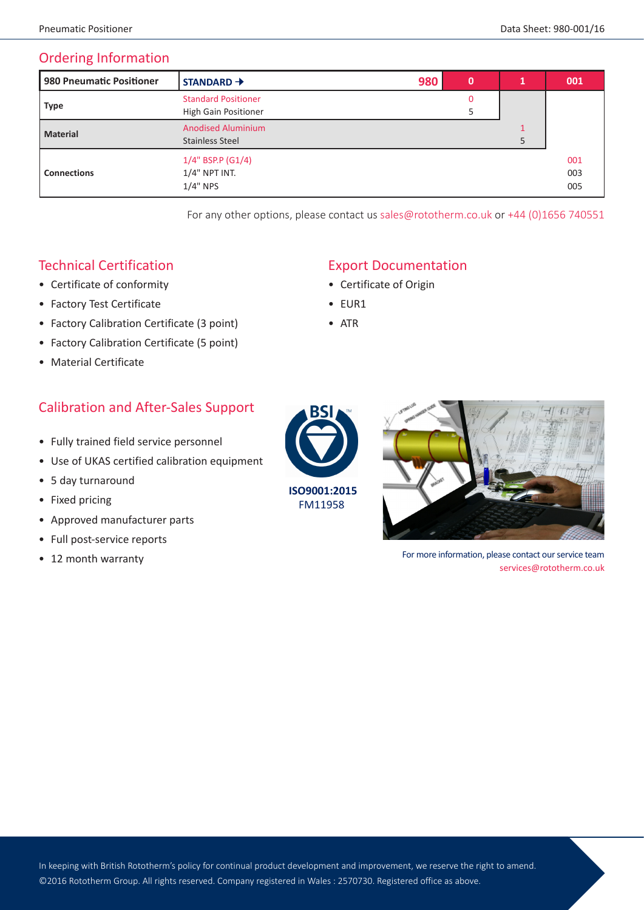## Ordering Information

| 980 Pneumatic Positioner | STANDARD → | 980 | 0 | 1 | 001 |
|---|---|---|---|---|---|
| Type | Standard Positioner | | 0 | | |
| | High Gain Positioner | | 5 | | |
| Material | Anodised Aluminium | | | 1 | |
| | Stainless Steel | | | 5 | |
| Connections | 1/4" BSP.P (G1/4) | | | | 001 |
| | 1/4" NPT INT. | | | | 003 |
| | 1/4" NPS | | | | 005 |

For any other options, please contact us sales@rototherm.co.uk or +44 (0)1656 740551

## Technical Certification

- Certificate of conformity
- Factory Test Certificate
- Factory Calibration Certificate (3 point)
- Factory Calibration Certificate (5 point)
- Material Certificate

## Export Documentation

- Certificate of Origin
- EUR1
- ATR

## Calibration and After-Sales Support

- Fully trained field service personnel
- Use of UKAS certified calibration equipment
- 5 day turnaround
- Fixed pricing
- Approved manufacturer parts
- Full post-service reports
- 12 month warranty

BSI

**ISO9001:2015**
FM11958

For more information, please contact our service team
services@rototherm.co.uk

In keeping with British Rototherm's policy for continual product development and improvement, we reserve the right to amend.
©2016 Rototherm Group. All rights reserved. Company registered in Wales : 2570730. Registered office as above.